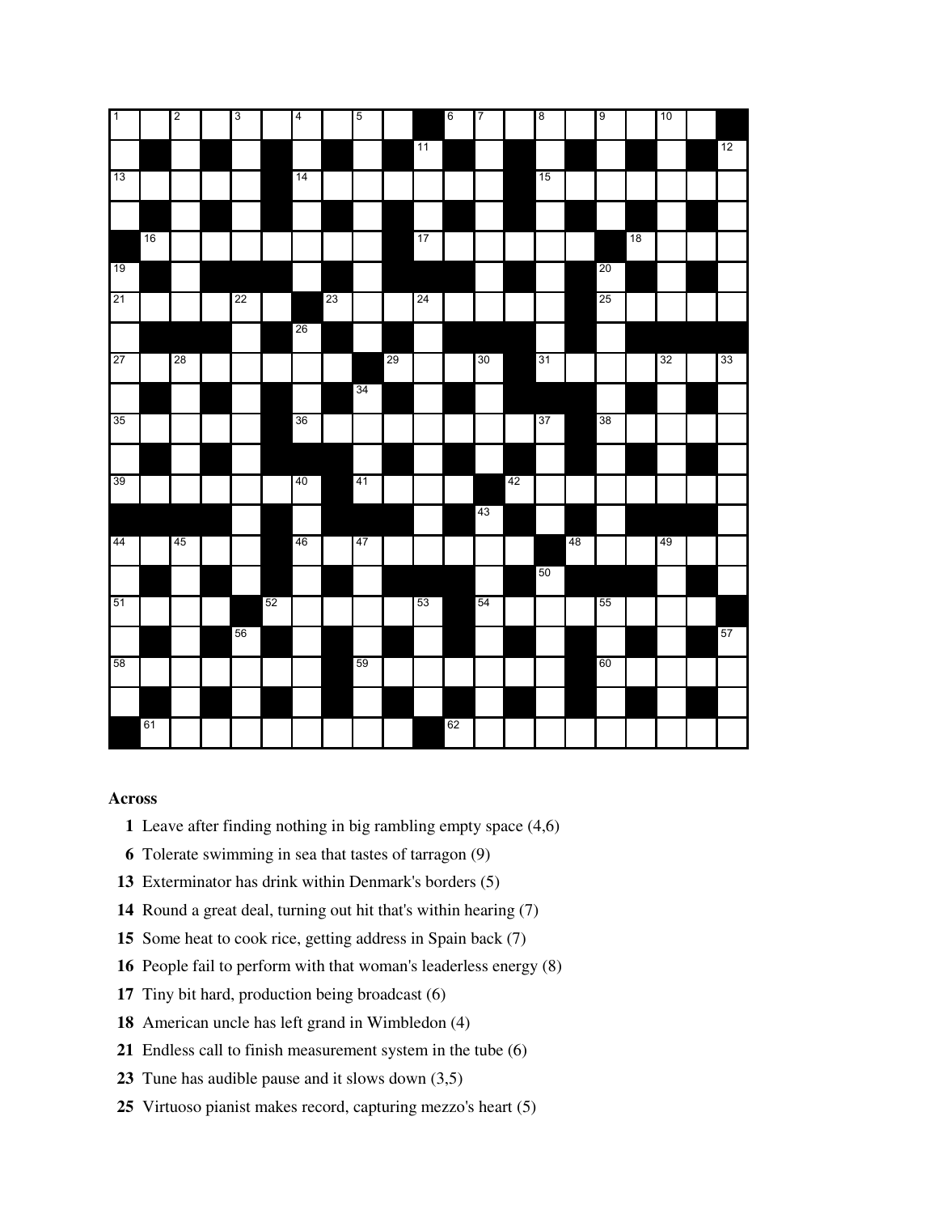**Across**

1 Leave after finding nothing in big rambling empty space (4,6)

6 Tolerate swimming in sea that tastes of tarragon (9)

13 Exterminator has drink within Denmark's borders (5)

14 Round a great deal, turning out hit that's within hearing (7)

15 Some heat to cook rice, getting address in Spain back (7)

16 People fail to perform with that woman's leaderless energy (8)

17 Tiny bit hard, production being broadcast (6)

18 American uncle has left grand in Wimbledon (4)

21 Endless call to finish measurement system in the tube (6)

23 Tune has audible pause and it slows down (3,5)

25 Virtuoso pianist makes record, capturing mezzo's heart (5)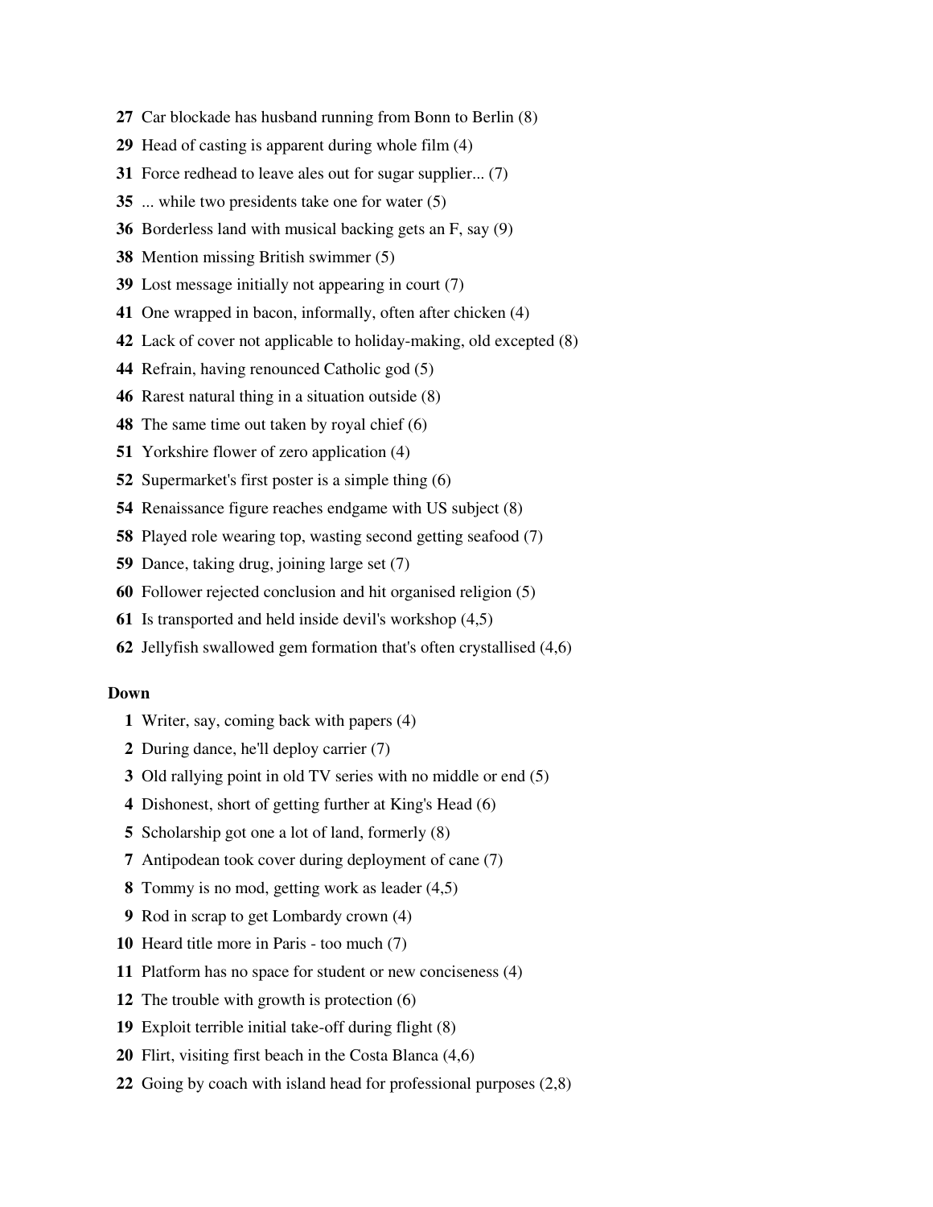**27** Car blockade has husband running from Bonn to Berlin (8)

**29** Head of casting is apparent during whole film (4)

**31** Force redhead to leave ales out for sugar supplier... (7)

**35** ... while two presidents take one for water (5)

**36** Borderless land with musical backing gets an F, say (9)

**38** Mention missing British swimmer (5)

**39** Lost message initially not appearing in court (7)

**41** One wrapped in bacon, informally, often after chicken (4)

**42** Lack of cover not applicable to holiday-making, old excepted (8)

**44** Refrain, having renounced Catholic god (5)

**46** Rarest natural thing in a situation outside (8)

**48** The same time out taken by royal chief (6)

**51** Yorkshire flower of zero application (4)

**52** Supermarket's first poster is a simple thing (6)

**54** Renaissance figure reaches endgame with US subject (8)

**58** Played role wearing top, wasting second getting seafood (7)

**59** Dance, taking drug, joining large set (7)

**60** Follower rejected conclusion and hit organised religion (5)

**61** Is transported and held inside devil's workshop (4,5)

**62** Jellyfish swallowed gem formation that's often crystallised (4,6)

**Down**

**1** Writer, say, coming back with papers (4)

**2** During dance, he'll deploy carrier (7)

**3** Old rallying point in old TV series with no middle or end (5)

**4** Dishonest, short of getting further at King's Head (6)

**5** Scholarship got one a lot of land, formerly (8)

**7** Antipodean took cover during deployment of cane (7)

**8** Tommy is no mod, getting work as leader (4,5)

**9** Rod in scrap to get Lombardy crown (4)

**10** Heard title more in Paris - too much (7)

**11** Platform has no space for student or new conciseness (4)

**12** The trouble with growth is protection (6)

**19** Exploit terrible initial take-off during flight (8)

**20** Flirt, visiting first beach in the Costa Blanca (4,6)

**22** Going by coach with island head for professional purposes (2,8)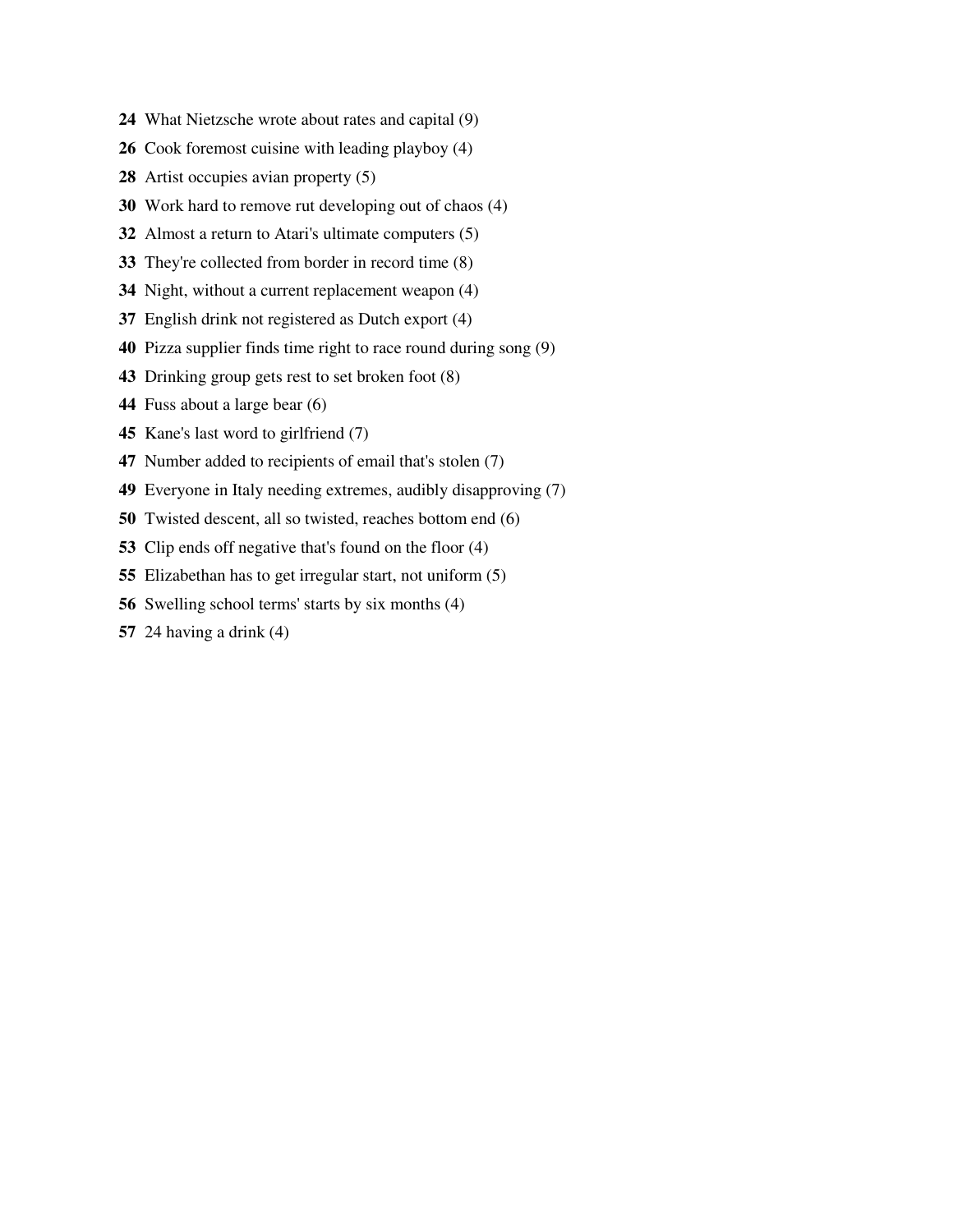**24** What Nietzsche wrote about rates and capital (9)

**26** Cook foremost cuisine with leading playboy (4)

**28** Artist occupies avian property (5)

**30** Work hard to remove rut developing out of chaos (4)

**32** Almost a return to Atari's ultimate computers (5)

**33** They're collected from border in record time (8)

**34** Night, without a current replacement weapon (4)

**37** English drink not registered as Dutch export (4)

**40** Pizza supplier finds time right to race round during song (9)

**43** Drinking group gets rest to set broken foot (8)

**44** Fuss about a large bear (6)

**45** Kane's last word to girlfriend (7)

**47** Number added to recipients of email that's stolen (7)

**49** Everyone in Italy needing extremes, audibly disapproving (7)

**50** Twisted descent, all so twisted, reaches bottom end (6)

**53** Clip ends off negative that's found on the floor (4)

**55** Elizabethan has to get irregular start, not uniform (5)

**56** Swelling school terms' starts by six months (4)

**57** 24 having a drink (4)